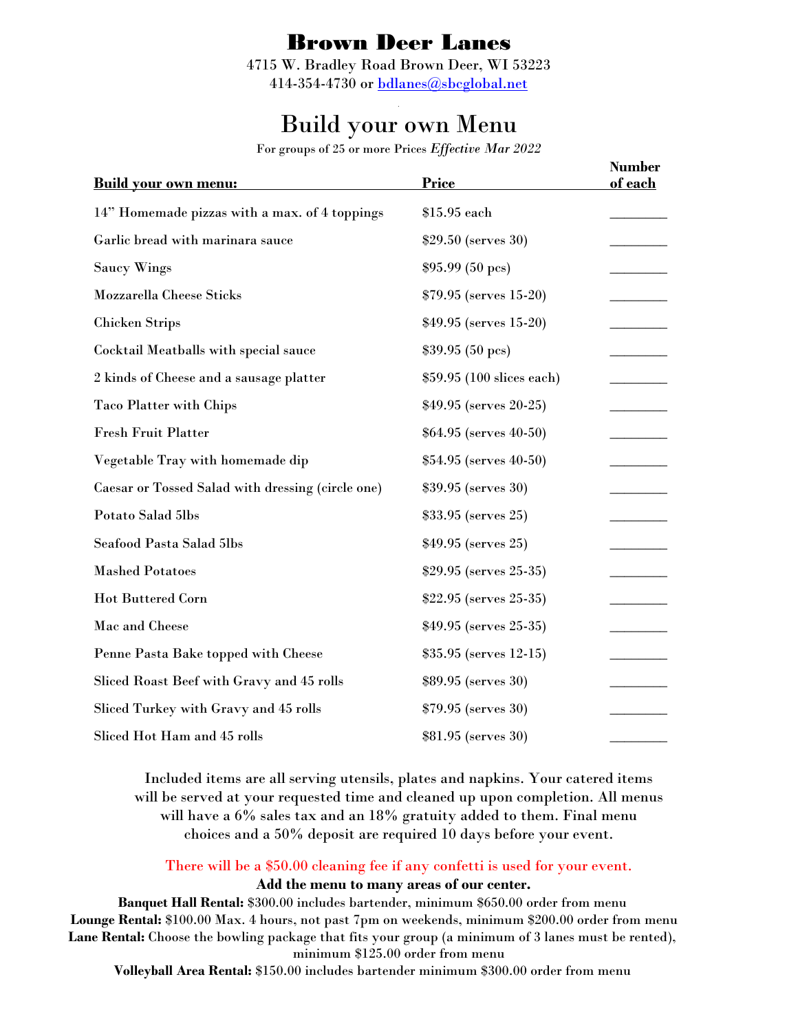# Brown Deer Lanes

4715 W. Bradley Road Brown Deer, WI 53223
414-354-4730 or bdlanes@sbcglobal.net

## Build your own Menu

For groups of 25 or more Prices *Effective Mar 2022*

| Build your own menu: | Price | Number of each |
|---|---|---|
| 14" Homemade pizzas with a max. of 4 toppings | $15.95 each | ________ |
| Garlic bread with marinara sauce | $29.50 (serves 30) | ________ |
| Saucy Wings | $95.99 (50 pcs) | ________ |
| Mozzarella Cheese Sticks | $79.95 (serves 15-20) | ________ |
| Chicken Strips | $49.95 (serves 15-20) | ________ |
| Cocktail Meatballs with special sauce | $39.95 (50 pcs) | ________ |
| 2 kinds of Cheese and a sausage platter | $59.95 (100 slices each) | ________ |
| Taco Platter with Chips | $49.95 (serves 20-25) | ________ |
| Fresh Fruit Platter | $64.95 (serves 40-50) | ________ |
| Vegetable Tray with homemade dip | $54.95 (serves 40-50) | ________ |
| Caesar or Tossed Salad with dressing (circle one) | $39.95 (serves 30) | ________ |
| Potato Salad 5lbs | $33.95 (serves 25) | ________ |
| Seafood Pasta Salad 5lbs | $49.95 (serves 25) | ________ |
| Mashed Potatoes | $29.95 (serves 25-35) | ________ |
| Hot Buttered Corn | $22.95 (serves 25-35) | ________ |
| Mac and Cheese | $49.95 (serves 25-35) | ________ |
| Penne Pasta Bake topped with Cheese | $35.95 (serves 12-15) | ________ |
| Sliced Roast Beef with Gravy and 45 rolls | $89.95 (serves 30) | ________ |
| Sliced Turkey with Gravy and 45 rolls | $79.95 (serves 30) | ________ |
| Sliced Hot Ham and 45 rolls | $81.95 (serves 30) | ________ |

Included items are all serving utensils, plates and napkins. Your catered items will be served at your requested time and cleaned up upon completion. All menus will have a 6% sales tax and an 18% gratuity added to them. Final menu choices and a 50% deposit are required 10 days before your event.

There will be a $50.00 cleaning fee if any confetti is used for your event.

**Add the menu to many areas of our center.**

**Banquet Hall Rental:** $300.00 includes bartender, minimum $650.00 order from menu
**Lounge Rental:** $100.00 Max. 4 hours, not past 7pm on weekends, minimum $200.00 order from menu
**Lane Rental:** Choose the bowling package that fits your group (a minimum of 3 lanes must be rented), minimum $125.00 order from menu
**Volleyball Area Rental:** $150.00 includes bartender minimum $300.00 order from menu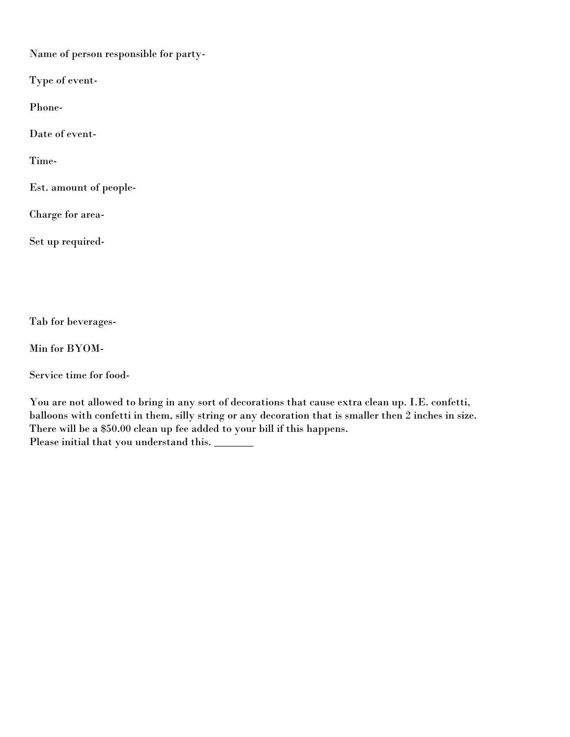Name of person responsible for party-

Type of event-

Phone-

Date of event-

Time-

Est. amount of people-

Charge for area-

Set up required-

Tab for beverages-

Min for BYOM-

Service time for food-

You are not allowed to bring in any sort of decorations that cause extra clean up. I.E. confetti, balloons with confetti in them, silly string or any decoration that is smaller then 2 inches in size. There will be a $50.00 clean up fee added to your bill if this happens.
Please initial that you understand this. _______